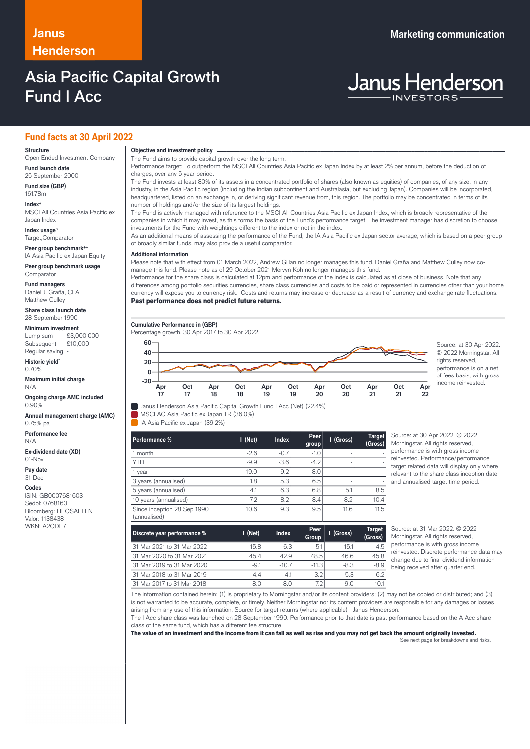Janus Henderson

Marketing communication

# Asia Pacific Capital Growth Fund I Acc

Janus Henderson INVESTORS

## Fund facts at 30 April 2022

**Structure**
Open Ended Investment Company

**Fund launch date**
25 September 2000

**Fund size (GBP)**
161.78m

**Index+**
MSCI All Countries Asia Pacific ex Japan Index

**Index usage¬**
Target,Comparator

**Peer group benchmark++**
IA Asia Pacific ex Japan Equity

**Peer group benchmark usage**
Comparator

**Fund managers**
Daniel J. Graña, CFA
Matthew Culley

**Share class launch date**
28 September 1990

**Minimum investment**
Lump sum £3,000,000
Subsequent £10,000
Regular saving -

**Historic yield***
0.70%

**Maximum initial charge**
N/A

**Ongoing charge AMC included**
0.90%

**Annual management charge (AMC)**
0.75% pa

**Performance fee**
N/A

**Ex-dividend date (XD)**
01-Nov

**Pay date**
31-Dec

**Codes**
ISIN: GB0007681603
Sedol: 0768160
Bloomberg: HEOSAEI LN
Valor: 1138438
WKN: A2QDE7

### Objective and investment policy

The Fund aims to provide capital growth over the long term.
Performance target: To outperform the MSCI All Countries Asia Pacific ex Japan Index by at least 2% per annum, before the deduction of charges, over any 5 year period.
The Fund invests at least 80% of its assets in a concentrated portfolio of shares (also known as equities) of companies, of any size, in any industry, in the Asia Pacific region (including the Indian subcontinent and Australasia, but excluding Japan). Companies will be incorporated, headquartered, listed on an exchange in, or deriving significant revenue from, this region. The portfolio may be concentrated in terms of its number of holdings and/or the size of its largest holdings.
The Fund is actively managed with reference to the MSCI All Countries Asia Pacific ex Japan Index, which is broadly representative of the companies in which it may invest, as this forms the basis of the Fund's performance target. The investment manager has discretion to choose investments for the Fund with weightings different to the index or not in the index.
As an additional means of assessing the performance of the Fund, the IA Asia Pacific ex Japan sector average, which is based on a peer group of broadly similar funds, may also provide a useful comparator.

### Additional information

Please note that with effect from 01 March 2022, Andrew Gillan no longer manages this fund. Daniel Graña and Matthew Culley now co-manage this fund. Please note as of 29 October 2021 Mervyn Koh no longer manages this fund.
Performance for the share class is calculated at 12pm and performance of the index is calculated as at close of business. Note that any differences among portfolio securities currencies, share class currencies and costs to be paid or represented in currencies other than your home currency will expose you to currency risk. Costs and returns may increase or decrease as a result of currency and exchange rate fluctuations.
**Past performance does not predict future returns.**

### Cumulative Performance in (GBP)

Percentage growth, 30 Apr 2017 to 30 Apr 2022.

- Janus Henderson Asia Pacific Capital Growth Fund I Acc (Net) (22.4%)
- MSCI AC Asia Pacific ex Japan TR (36.0%)
- IA Asia Pacific ex Japan (39.2%)

Source: at 30 Apr 2022. © 2022 Morningstar. All rights reserved, performance is on a net of fees basis, with gross income reinvested.

| Performance % | I (Net) | Index | Peer group | I (Gross) | Target (Gross) |
|---|---|---|---|---|---|
| 1 month | -2.6 | -0.7 | -1.0 | - | - |
| YTD | -9.9 | -3.6 | -4.2 | - | - |
| 1 year | -19.0 | -9.2 | -8.0 | - | - |
| 3 years (annualised) | 1.8 | 5.3 | 6.5 | - | - |
| 5 years (annualised) | 4.1 | 6.3 | 6.8 | 5.1 | 8.5 |
| 10 years (annualised) | 7.2 | 8.2 | 8.4 | 8.2 | 10.4 |
| Since inception 28 Sep 1990 (annualised) | 10.6 | 9.3 | 9.5 | 11.6 | 11.5 |

Source: at 30 Apr 2022. © 2022 Morningstar. All rights reserved, performance is with gross income reinvested. Performance/performance target related data will display only where relevant to the share class inception date and annualised target time period.

| Discrete year performance % | I (Net) | Index | Peer Group | I (Gross) | Target (Gross) |
|---|---|---|---|---|---|
| 31 Mar 2021 to 31 Mar 2022 | -15.8 | -6.3 | -5.1 | -15.1 | -4.5 |
| 31 Mar 2020 to 31 Mar 2021 | 45.4 | 42.9 | 48.5 | 46.6 | 45.8 |
| 31 Mar 2019 to 31 Mar 2020 | -9.1 | -10.7 | -11.3 | -8.3 | -8.9 |
| 31 Mar 2018 to 31 Mar 2019 | 4.4 | 4.1 | 3.2 | 5.3 | 6.2 |
| 31 Mar 2017 to 31 Mar 2018 | 8.0 | 8.0 | 7.2 | 9.0 | 10.1 |

Source: at 31 Mar 2022. © 2022 Morningstar. All rights reserved, performance is with gross income reinvested. Discrete performance data may change due to final dividend information being received after quarter end.

The information contained herein: (1) is proprietary to Morningstar and/or its content providers; (2) may not be copied or distributed; and (3) is not warranted to be accurate, complete, or timely. Neither Morningstar nor its content providers are responsible for any damages or losses arising from any use of this information. Source for target returns (where applicable) - Janus Henderson.
The I Acc share class was launched on 28 September 1990. Performance prior to that date is past performance based on the A Acc share class of the same fund, which has a different fee structure.
**The value of an investment and the income from it can fall as well as rise and you may not get back the amount originally invested.**

See next page for breakdowns and risks.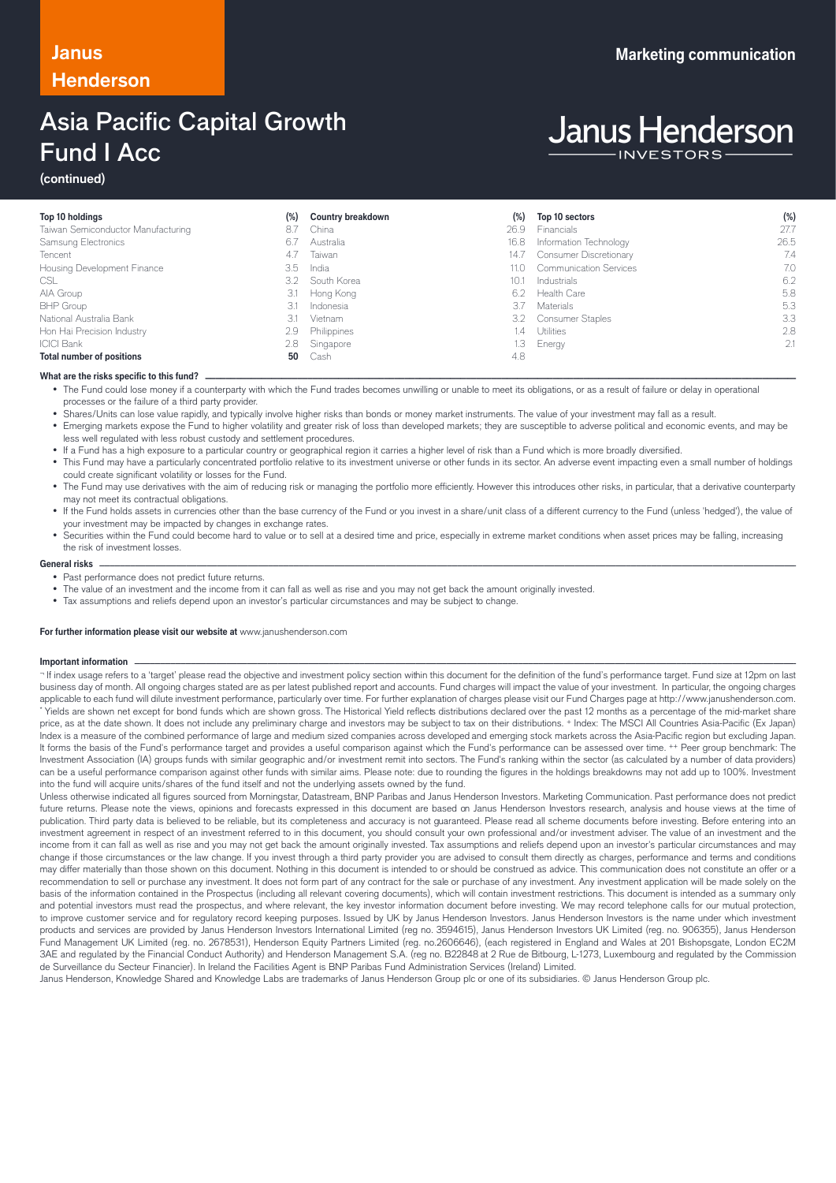# Asia Pacific Capital Growth Fund I Acc

(continued)

| Top 10 holdings | (%) |
|---|---|
| Taiwan Semiconductor Manufacturing | 8.7 |
| Samsung Electronics | 6.7 |
| Tencent | 4.7 |
| Housing Development Finance | 3.5 |
| CSL | 3.2 |
| AIA Group | 3.1 |
| BHP Group | 3.1 |
| National Australia Bank | 3.1 |
| Hon Hai Precision Industry | 2.9 |
| ICICI Bank | 2.8 |
| **Total number of positions** | **50** |

| Country breakdown | (%) |
|---|---|
| China | 26.9 |
| Australia | 16.8 |
| Taiwan | 14.7 |
| India | 11.0 |
| South Korea | 10.1 |
| Hong Kong | 6.2 |
| Indonesia | 3.7 |
| Vietnam | 3.2 |
| Philippines | 1.4 |
| Singapore | 1.3 |
| Cash | 4.8 |

| Top 10 sectors | (%) |
|---|---|
| Financials | 27.7 |
| Information Technology | 26.5 |
| Consumer Discretionary | 7.4 |
| Communication Services | 7.0 |
| Industrials | 6.2 |
| Health Care | 5.8 |
| Materials | 5.3 |
| Consumer Staples | 3.3 |
| Utilities | 2.8 |
| Energy | 2.1 |

### What are the risks specific to this fund?

- The Fund could lose money if a counterparty with which the Fund trades becomes unwilling or unable to meet its obligations, or as a result of failure or delay in operational processes or the failure of a third party provider.
- Shares/Units can lose value rapidly, and typically involve higher risks than bonds or money market instruments. The value of your investment may fall as a result.
- Emerging markets expose the Fund to higher volatility and greater risk of loss than developed markets; they are susceptible to adverse political and economic events, and may be less well regulated with less robust custody and settlement procedures.
- If a Fund has a high exposure to a particular country or geographical region it carries a higher level of risk than a Fund which is more broadly diversified.
- This Fund may have a particularly concentrated portfolio relative to its investment universe or other funds in its sector. An adverse event impacting even a small number of holdings could create significant volatility or losses for the Fund.
- The Fund may use derivatives with the aim of reducing risk or managing the portfolio more efficiently. However this introduces other risks, in particular, that a derivative counterparty may not meet its contractual obligations.
- If the Fund holds assets in currencies other than the base currency of the Fund or you invest in a share/unit class of a different currency to the Fund (unless 'hedged'), the value of your investment may be impacted by changes in exchange rates.
- Securities within the Fund could become hard to value or to sell at a desired time and price, especially in extreme market conditions when asset prices may be falling, increasing the risk of investment losses.

### General risks

- Past performance does not predict future returns.
- The value of an investment and the income from it can fall as well as rise and you may not get back the amount originally invested.
- Tax assumptions and reliefs depend upon an investor's particular circumstances and may be subject to change.

**For further information please visit our website at** www.janushenderson.com

### Important information

¬ If index usage refers to a 'target' please read the objective and investment policy section within this document for the definition of the fund's performance target. Fund size at 12pm on last business day of month. All ongoing charges stated are as per latest published report and accounts. Fund charges will impact the value of your investment. In particular, the ongoing charges applicable to each fund will dilute investment performance, particularly over time. For further explanation of charges please visit our Fund Charges page at http://www.janushenderson.com. * Yields are shown net except for bond funds which are shown gross. The Historical Yield reflects distributions declared over the past 12 months as a percentage of the mid-market share price, as at the date shown. It does not include any preliminary charge and investors may be subject to tax on their distributions. + Index: The MSCI All Countries Asia-Pacific (Ex Japan) Index is a measure of the combined performance of large and medium sized companies across developed and emerging stock markets across the Asia-Pacific region but excluding Japan. It forms the basis of the Fund's performance target and provides a useful comparison against which the Fund's performance can be assessed over time. ++ Peer group benchmark: The Investment Association (IA) groups funds with similar geographic and/or investment remit into sectors. The Fund's ranking within the sector (as calculated by a number of data providers) can be a useful performance comparison against other funds with similar aims. Please note: due to rounding the figures in the holdings breakdowns may not add up to 100%. Investment into the fund will acquire units/shares of the fund itself and not the underlying assets owned by the fund.

Unless otherwise indicated all figures sourced from Morningstar, Datastream, BNP Paribas and Janus Henderson Investors. Marketing Communication. Past performance does not predict future returns. Please note the views, opinions and forecasts expressed in this document are based on Janus Henderson Investors research, analysis and house views at the time of publication. Third party data is believed to be reliable, but its completeness and accuracy is not guaranteed. Please read all scheme documents before investing. Before entering into an investment agreement in respect of an investment referred to in this document, you should consult your own professional and/or investment adviser. The value of an investment and the income from it can fall as well as rise and you may not get back the amount originally invested. Tax assumptions and reliefs depend upon an investor's particular circumstances and may change if those circumstances or the law change. If you invest through a third party provider you are advised to consult them directly as charges, performance and terms and conditions may differ materially than those shown on this document. Nothing in this document is intended to or should be construed as advice. This communication does not constitute an offer or a recommendation to sell or purchase any investment. It does not form part of any contract for the sale or purchase of any investment. Any investment application will be made solely on the basis of the information contained in the Prospectus (including all relevant covering documents), which will contain investment restrictions. This document is intended as a summary only and potential investors must read the prospectus, and where relevant, the key investor information document before investing. We may record telephone calls for our mutual protection, to improve customer service and for regulatory record keeping purposes. Issued by UK by Janus Henderson Investors. Janus Henderson Investors is the name under which investment products and services are provided by Janus Henderson Investors International Limited (reg no. 3594615), Janus Henderson Investors UK Limited (reg. no. 906355), Janus Henderson Fund Management UK Limited (reg. no. 2678531), Henderson Equity Partners Limited (reg. no.2606646), (each registered in England and Wales at 201 Bishopsgate, London EC2M 3AE and regulated by the Financial Conduct Authority) and Henderson Management S.A. (reg no. B22848 at 2 Rue de Bitbourg, L-1273, Luxembourg and regulated by the Commission de Surveillance du Secteur Financier). In Ireland the Facilities Agent is BNP Paribas Fund Administration Services (Ireland) Limited.

Janus Henderson, Knowledge Shared and Knowledge Labs are trademarks of Janus Henderson Group plc or one of its subsidiaries. © Janus Henderson Group plc.